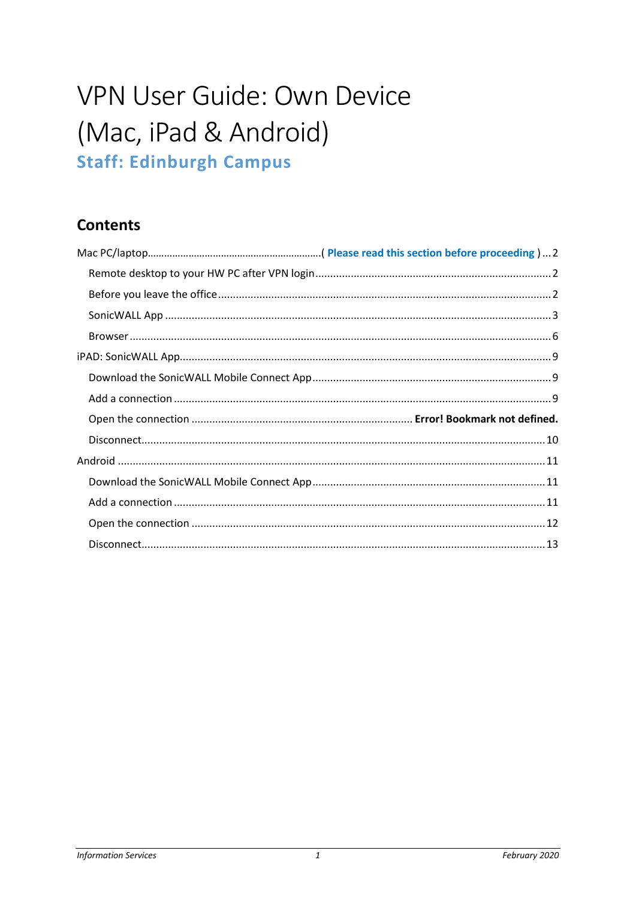# VPN User Guide: Own Device (Mac, iPad & Android)

## Staff: Edinburgh Campus

### Contents

Mac PC/laptop.............................................................( **Please read this section before proceeding** ) ... 2

- Remote desktop to your HW PC after VPN login ........................................ 2
- Before you leave the office ........................................ 2
- SonicWALL App ........................................ 3
- Browser ........................................ 6

iPAD: SonicWALL App........................................ 9

- Download the SonicWALL Mobile Connect App ........................................ 9
- Add a connection ........................................ 9
- Open the connection ........................................ **Error! Bookmark not defined.**
- Disconnect........................................ 10

Android ........................................ 11

- Download the SonicWALL Mobile Connect App ........................................ 11
- Add a connection ........................................ 11
- Open the connection ........................................ 12
- Disconnect........................................ 13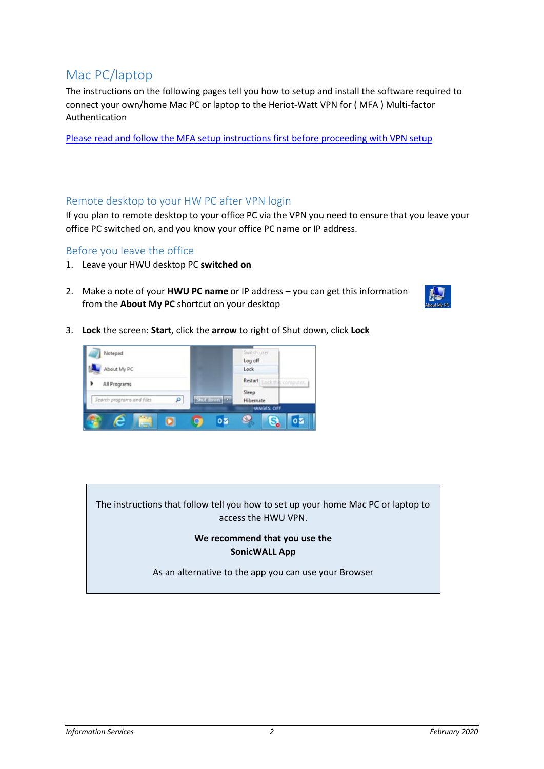# Mac PC/laptop

The instructions on the following pages tell you how to setup and install the software required to connect your own/home Mac PC or laptop to the Heriot-Watt VPN for ( MFA ) Multi-factor Authentication

Please read and follow the MFA setup instructions first before proceeding with VPN setup

## Remote desktop to your HW PC after VPN login

If you plan to remote desktop to your office PC via the VPN you need to ensure that you leave your office PC switched on, and you know your office PC name or IP address.

## Before you leave the office

1. Leave your HWU desktop PC **switched on**
2. Make a note of your **HWU PC name** or IP address – you can get this information from the **About My PC** shortcut on your desktop
3. **Lock** the screen: **Start**, click the **arrow** to right of Shut down, click **Lock**

The instructions that follow tell you how to set up your home Mac PC or laptop to access the HWU VPN.

**We recommend that you use the SonicWALL App**

As an alternative to the app you can use your Browser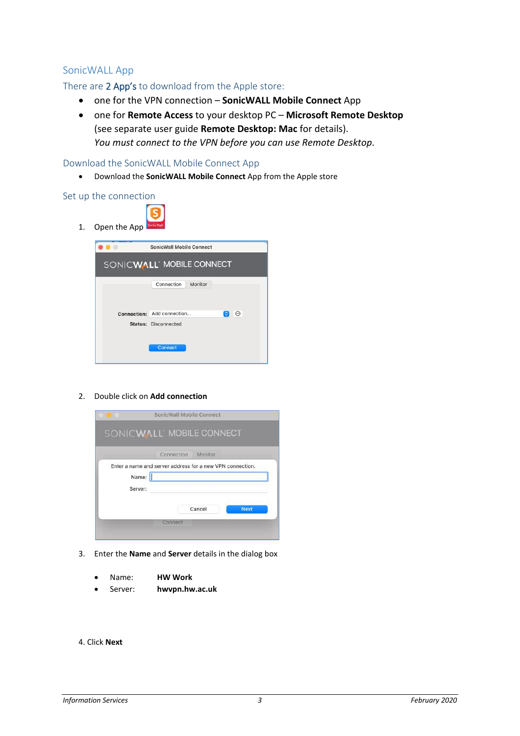## SonicWALL App

### There are 2 App's to download from the Apple store:

- one for the VPN connection – **SonicWALL Mobile Connect** App
- one for **Remote Access** to your desktop PC – **Microsoft Remote Desktop** (see separate user guide **Remote Desktop: Mac** for details). *You must connect to the VPN before you can use Remote Desktop*.

### Download the SonicWALL Mobile Connect App

- Download the **SonicWALL Mobile Connect** App from the Apple store

### Set up the connection

1. Open the App

2. Double click on **Add connection**

3. Enter the **Name** and **Server** details in the dialog box

    - Name: **HW Work**
    - Server: **hwvpn.hw.ac.uk**

4. Click **Next**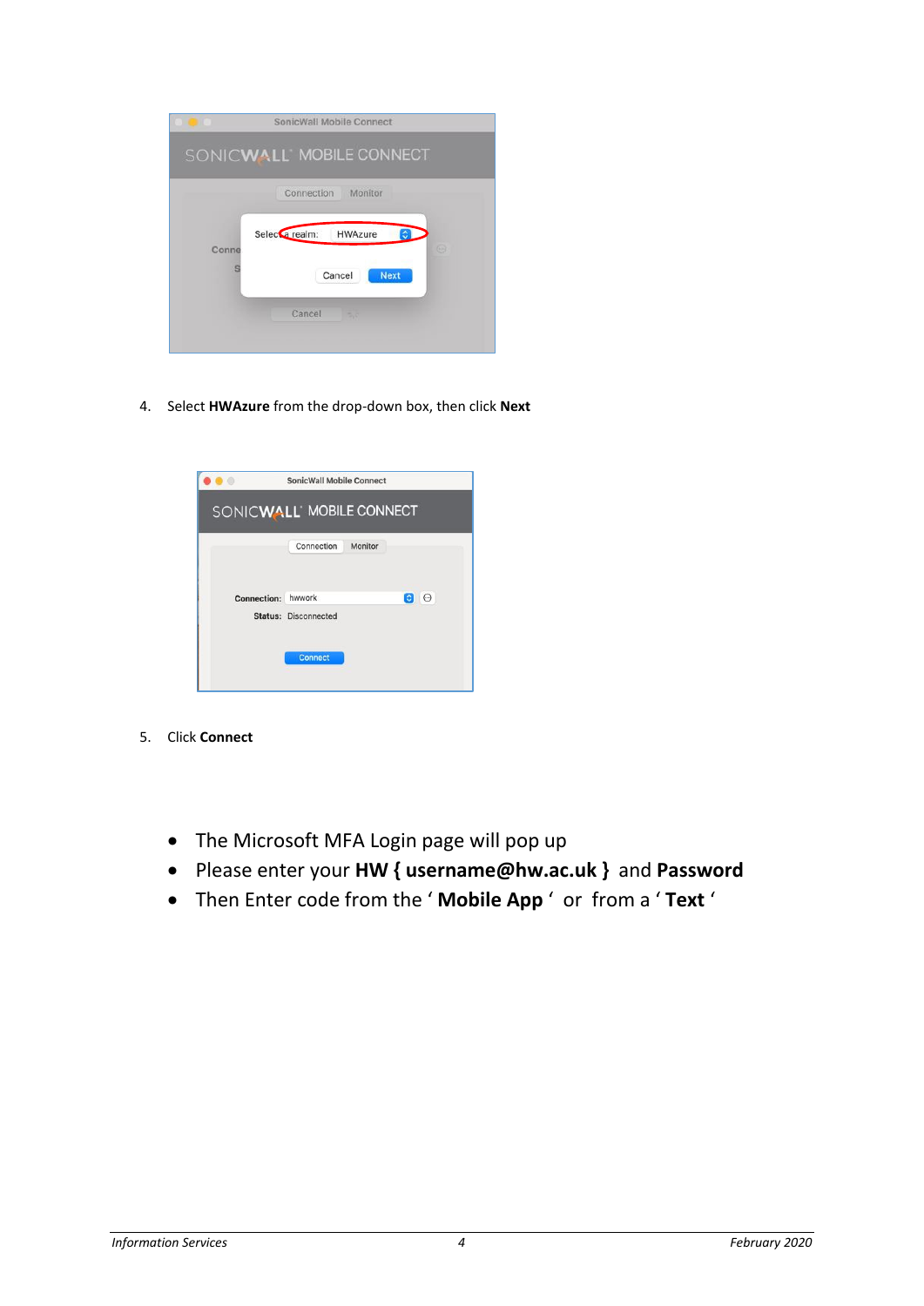4. Select **HWAzure** from the drop-down box, then click **Next**

5. Click **Connect**

- The Microsoft MFA Login page will pop up
- Please enter your **HW { username@hw.ac.uk }** and **Password**
- Then Enter code from the ' **Mobile App** ' or from a ' **Text** '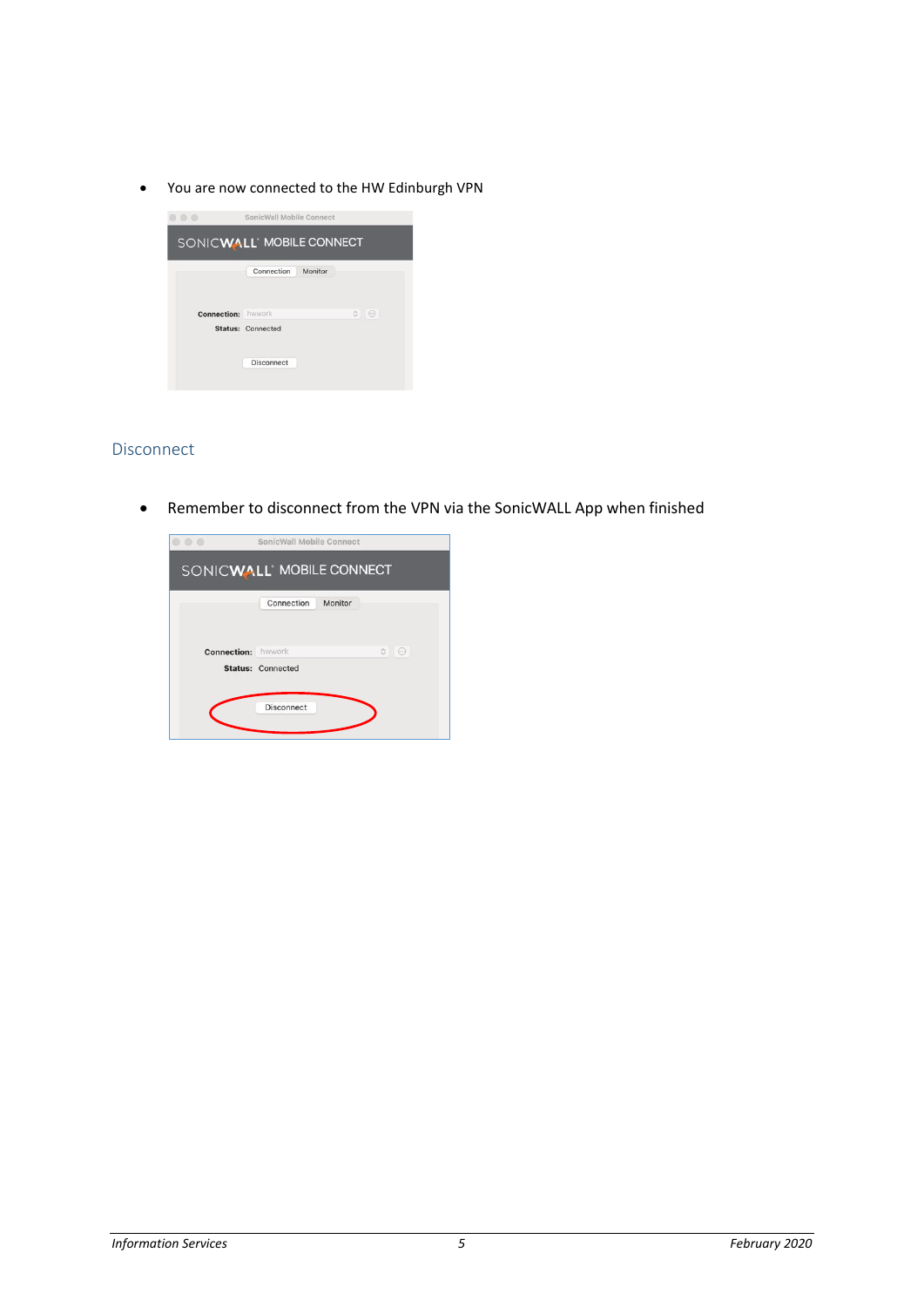- You are now connected to the HW Edinburgh VPN

## Disconnect

- Remember to disconnect from the VPN via the SonicWALL App when finished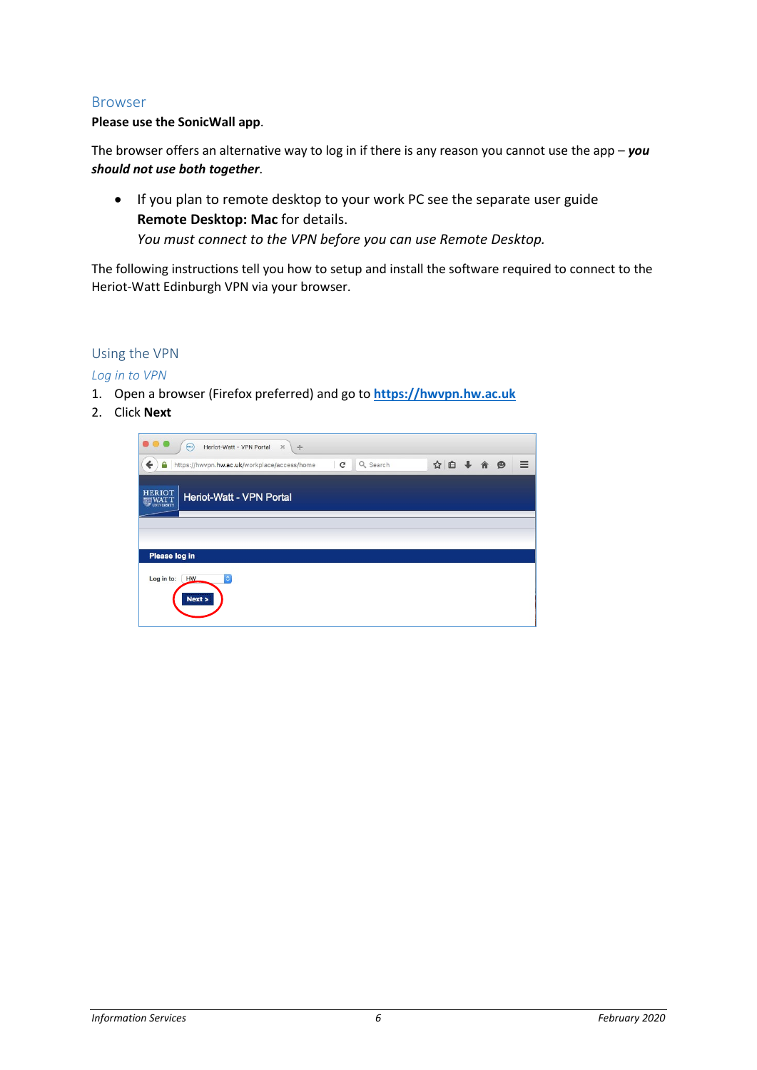## Browser

**Please use the SonicWall app**.

The browser offers an alternative way to log in if there is any reason you cannot use the app – ***you should not use both together***.

- If you plan to remote desktop to your work PC see the separate user guide **Remote Desktop: Mac** for details.
  *You must connect to the VPN before you can use Remote Desktop.*

The following instructions tell you how to setup and install the software required to connect to the Heriot-Watt Edinburgh VPN via your browser.

## Using the VPN

### *Log in to VPN*

1. Open a browser (Firefox preferred) and go to **https://hwvpn.hw.ac.uk**
2. Click **Next**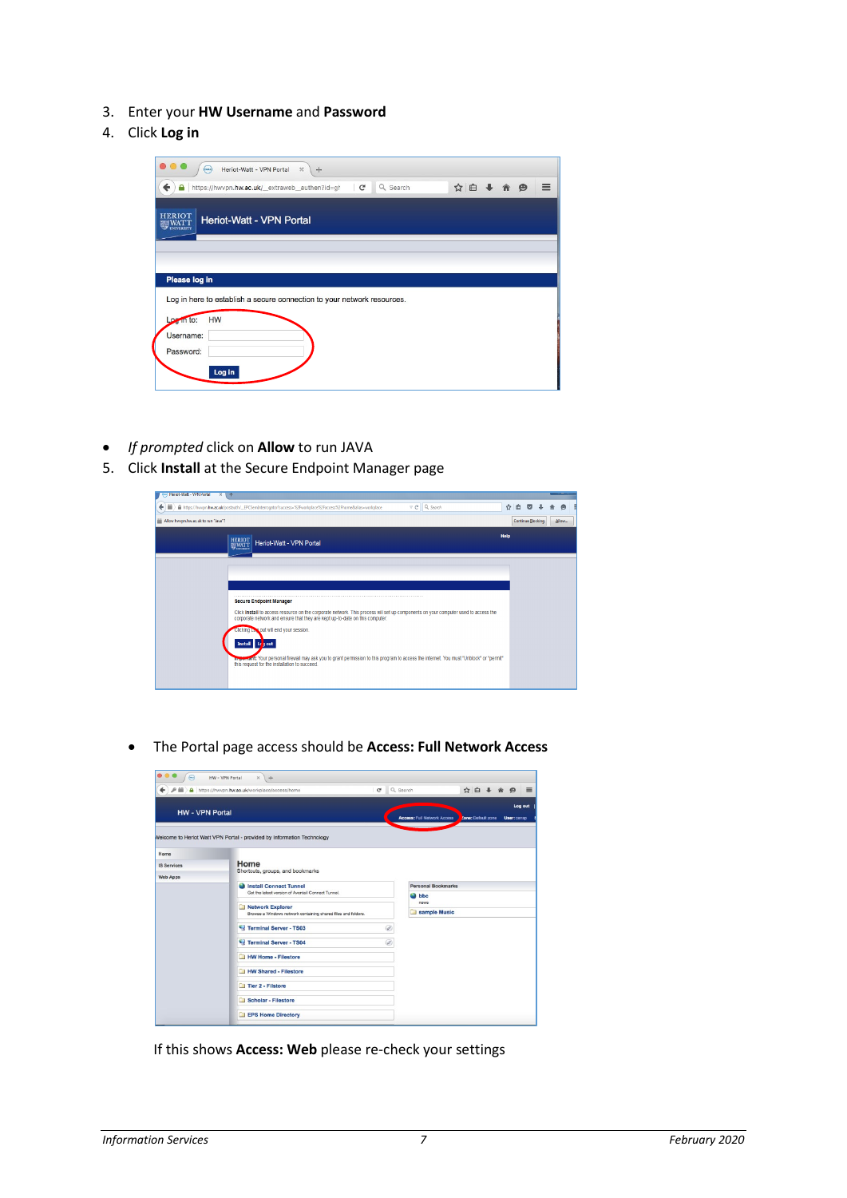3. Enter your **HW Username** and **Password**
4. Click **Log in**

- *If prompted* click on **Allow** to run JAVA

5. Click **Install** at the Secure Endpoint Manager page

- The Portal page access should be **Access: Full Network Access**

If this shows **Access: Web** please re-check your settings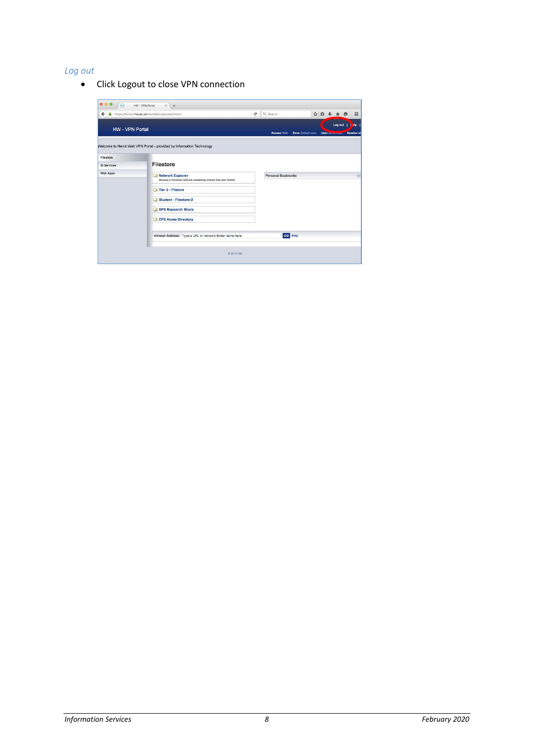*Log out*

- Click Logout to close VPN connection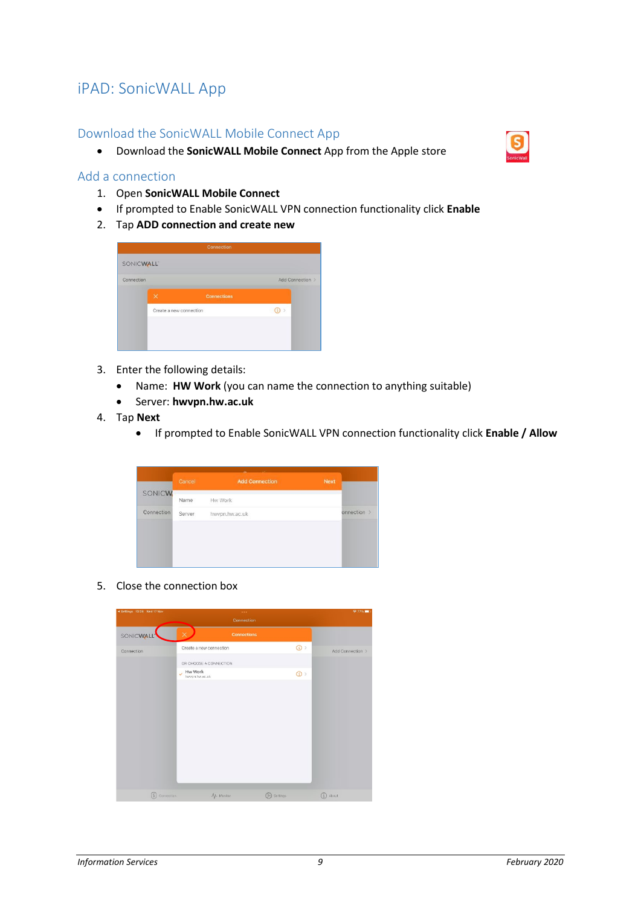# iPAD: SonicWALL App

## Download the SonicWALL Mobile Connect App

- Download the **SonicWALL Mobile Connect** App from the Apple store

## Add a connection

1. Open **SonicWALL Mobile Connect**
   - If prompted to Enable SonicWALL VPN connection functionality click **Enable**
2. Tap **ADD connection and create new**
3. Enter the following details:
   - Name: **HW Work** (you can name the connection to anything suitable)
   - Server: **hwvpn.hw.ac.uk**
4. Tap **Next**
   - If prompted to Enable SonicWALL VPN connection functionality click **Enable / Allow**
5. Close the connection box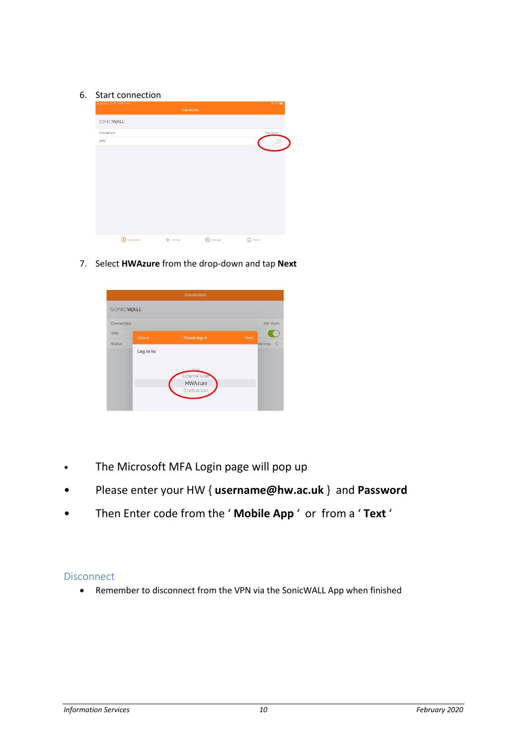6. Start connection

7. Select **HWAzure** from the drop-down and tap **Next**

- The Microsoft MFA Login page will pop up
- Please enter your HW { **username@hw.ac.uk** } and **Password**
- Then Enter code from the ' **Mobile App** ' or from a ' **Text** '

## Disconnect

- Remember to disconnect from the VPN via the SonicWALL App when finished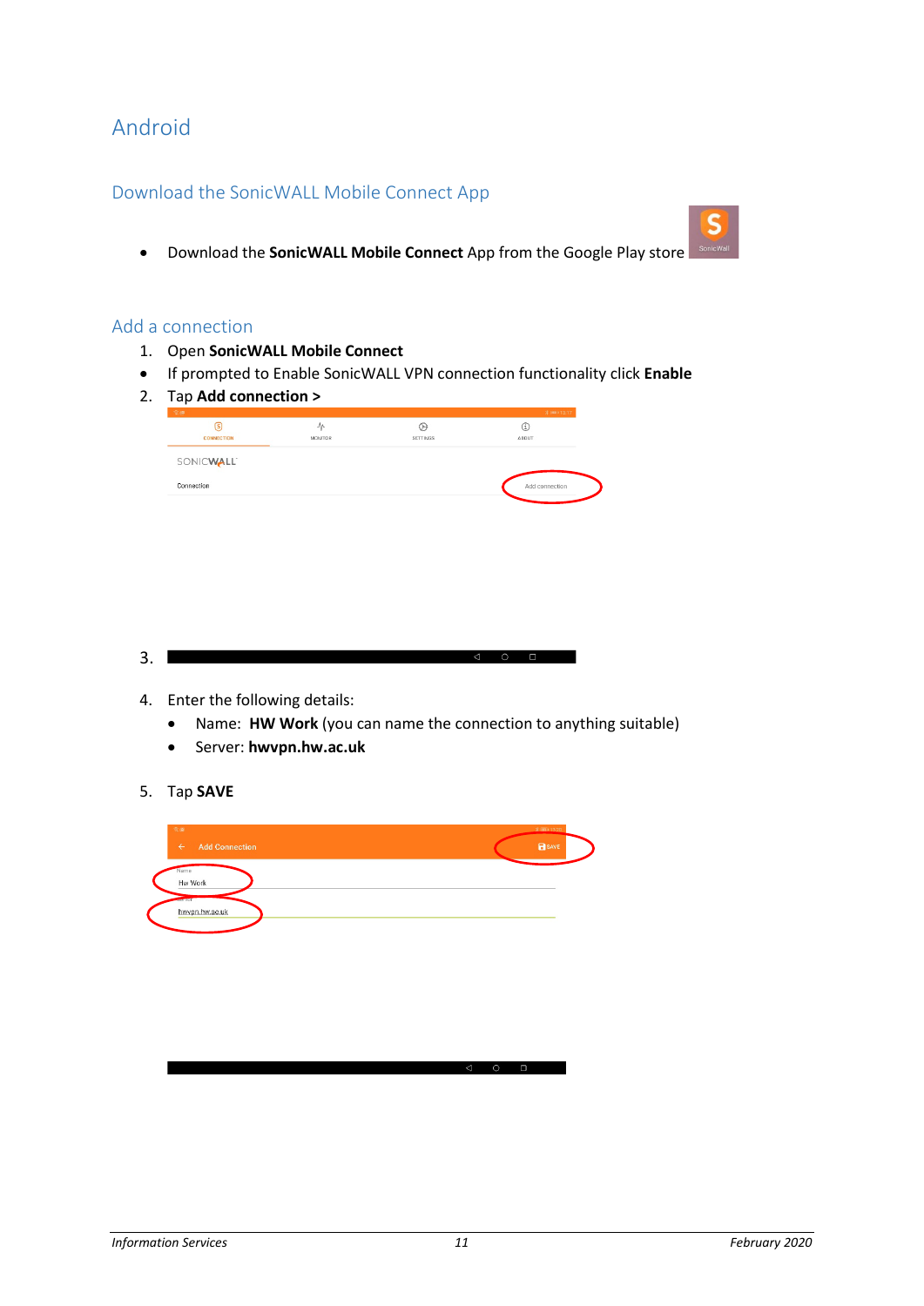# Android

## Download the SonicWALL Mobile Connect App

- Download the **SonicWALL Mobile Connect** App from the Google Play store

## Add a connection

1. Open **SonicWALL Mobile Connect**

- If prompted to Enable SonicWALL VPN connection functionality click **Enable**

2. Tap **Add connection >**

3.

4. Enter the following details:
   - Name: **HW Work** (you can name the connection to anything suitable)
   - Server: **hwvpn.hw.ac.uk**

5. Tap **SAVE**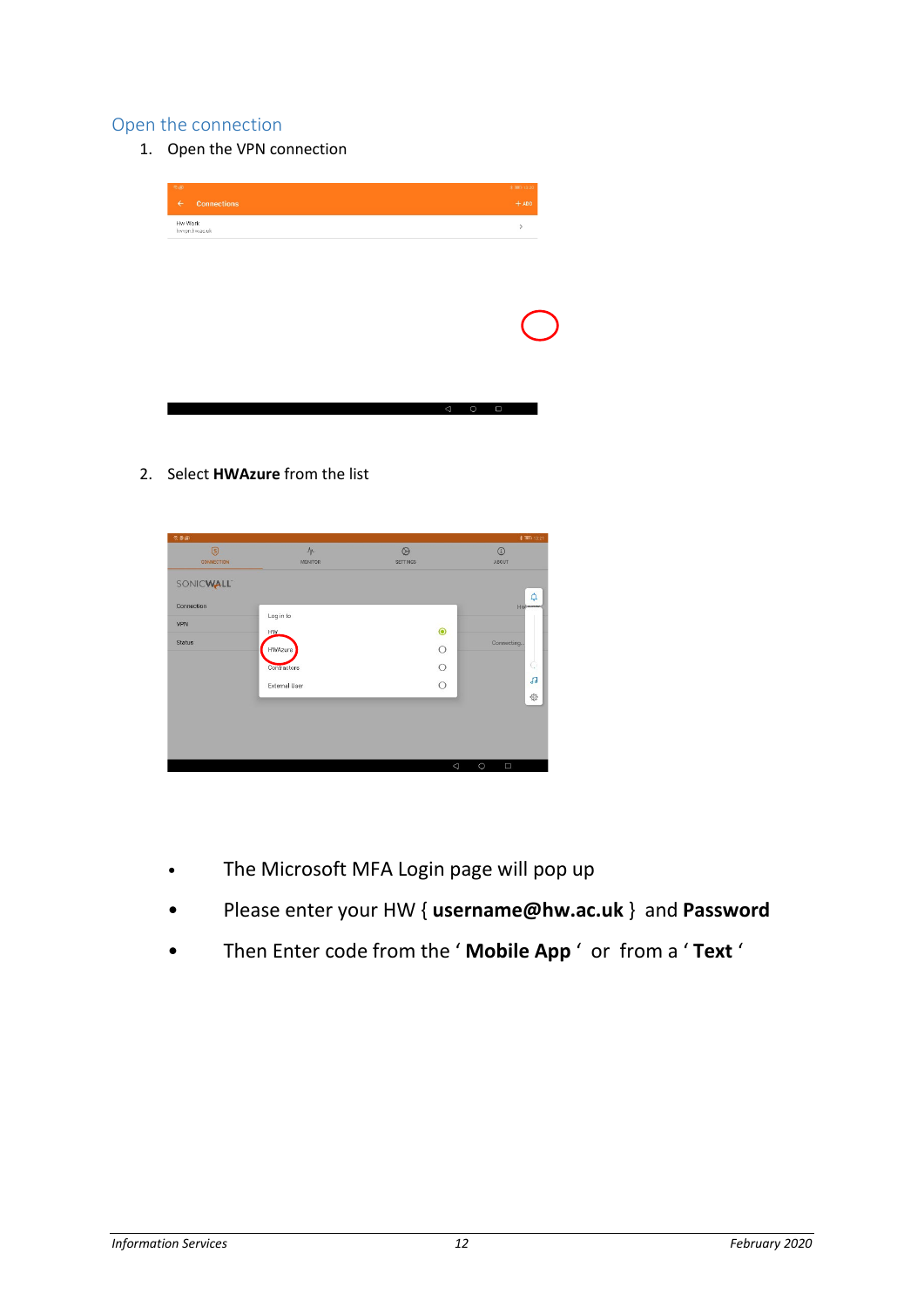## Open the connection

1. Open the VPN connection

2. Select **HWAzure** from the list

- The Microsoft MFA Login page will pop up
- Please enter your HW { **username@hw.ac.uk** } and **Password**
- Then Enter code from the ' **Mobile App** ' or from a ' **Text** '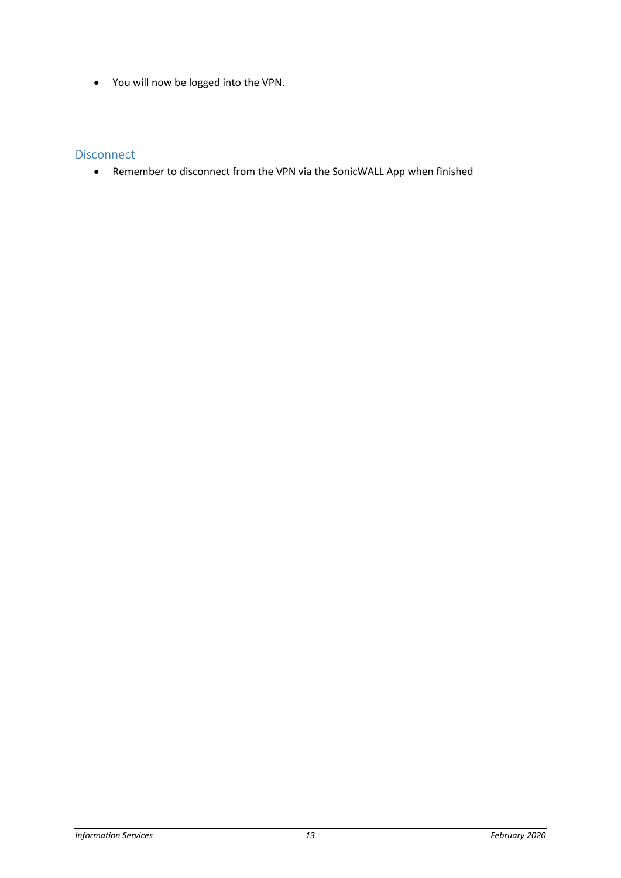- You will now be logged into the VPN.

## Disconnect

- Remember to disconnect from the VPN via the SonicWALL App when finished